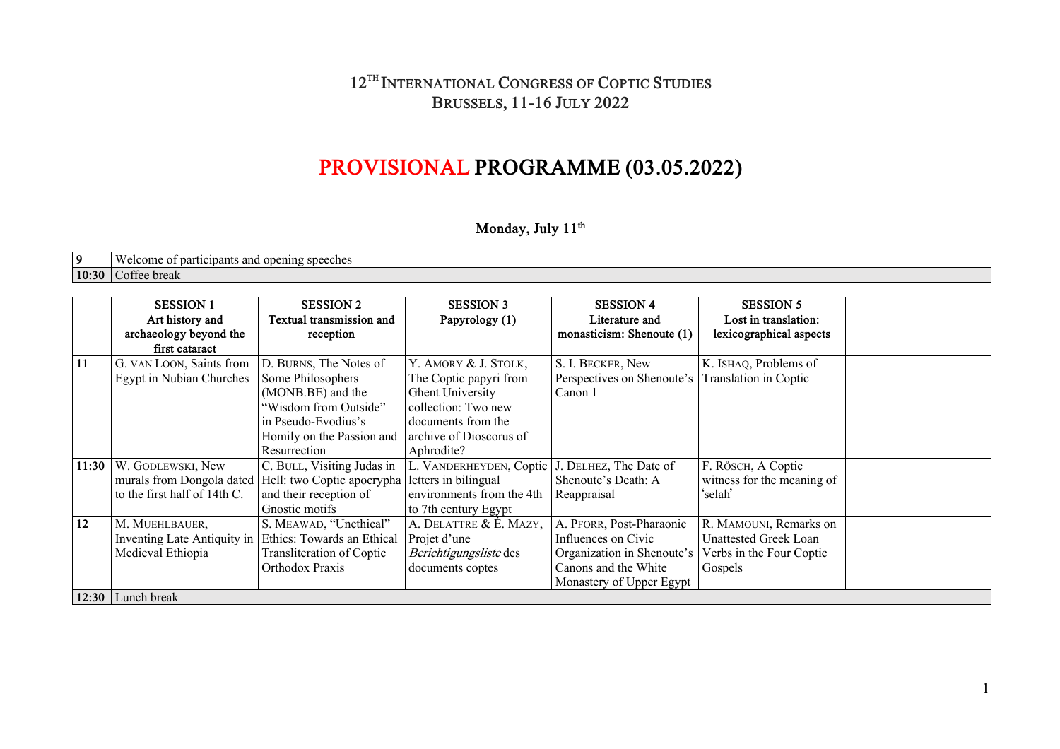# 12TH INTERNATIONAL CONGRESS OF COPTIC STUDIES
## BRUSSELS, 11-16 JULY 2022

# PROVISIONAL PROGRAMME (03.05.2022)

## Monday, July 11th

| | |
|---|---|
| **9** | Welcome of participants and opening speeches |
| **10:30** | Coffee break |

| | **SESSION 1** Art history and archaeology beyond the first cataract | **SESSION 2** Textual transmission and reception | **SESSION 3** Papyrology (1) | **SESSION 4** Literature and monasticism: Shenoute (1) | **SESSION 5** Lost in translation: lexicographical aspects | |
|---|---|---|---|---|---|---|
| **11** | G. VAN LOON, Saints from Egypt in Nubian Churches | D. BURNS, The Notes of Some Philosophers (MONB.BE) and the "Wisdom from Outside" in Pseudo-Evodius's Homily on the Passion and Resurrection | Y. AMORY & J. STOLK, The Coptic papyri from Ghent University collection: Two new documents from the archive of Dioscorus of Aphrodite? | S. I. BECKER, New Perspectives on Shenoute's Canon 1 | K. ISHAQ, Problems of Translation in Coptic | |
| **11:30** | W. GODLEWSKI, New murals from Dongola dated to the first half of 14th C. | C. BULL, Visiting Judas in Hell: two Coptic apocrypha and their reception of Gnostic motifs | L. VANDERHEYDEN, Coptic letters in bilingual environments from the 4th to 7th century Egypt | J. DELHEZ, The Date of Shenoute's Death: A Reappraisal | F. RÖSCH, A Coptic witness for the meaning of 'selah' | |
| **12** | M. MUEHLBAUER, Inventing Late Antiquity in Medieval Ethiopia | S. MEAWAD, "Unethical" Ethics: Towards an Ethical Transliteration of Coptic Orthodox Praxis | A. DELATTRE & É. MAZY, Projet d'une *Berichtigungsliste* des documents coptes | A. PFORR, Post-Pharaonic Influences on Civic Organization in Shenoute's Canons and the White Monastery of Upper Egypt | R. MAMOUNI, Remarks on Unattested Greek Loan Verbs in the Four Coptic Gospels | |
| **12:30** | Lunch break | | | | | |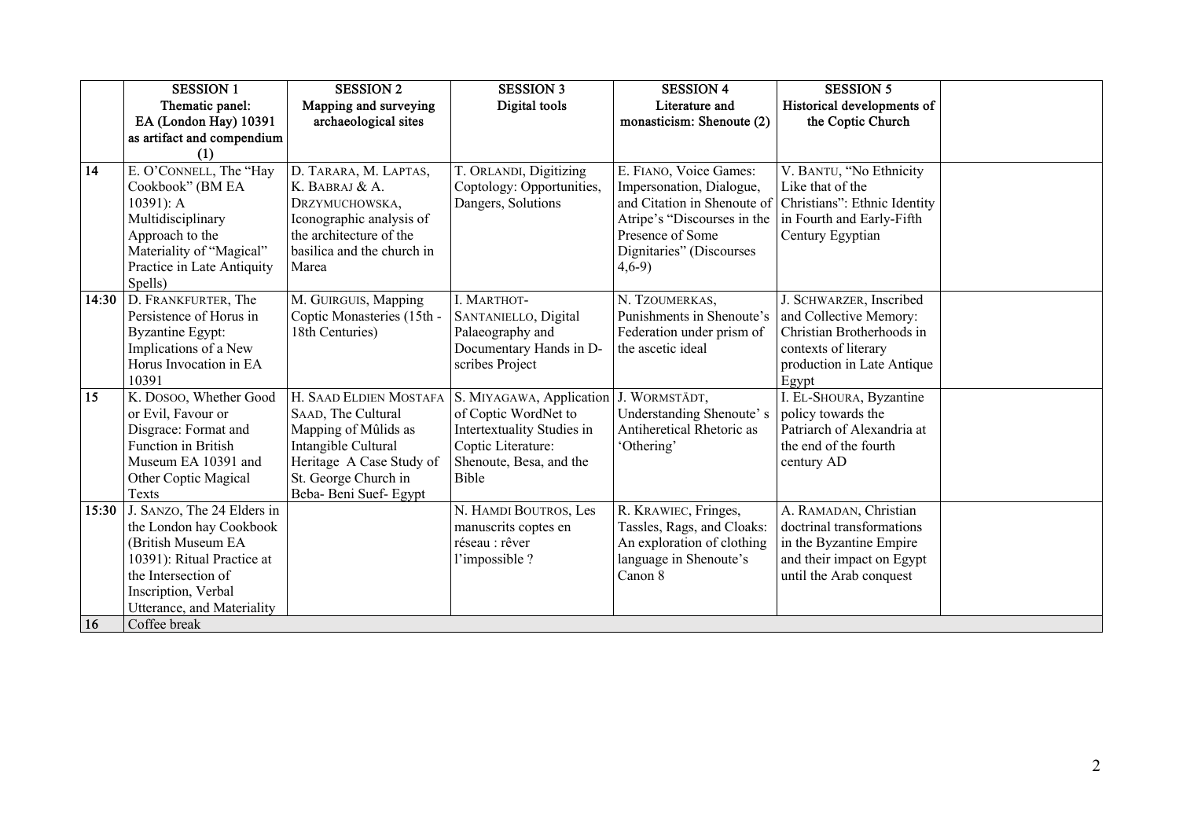| | SESSION 1<br>Thematic panel:<br>EA (London Hay) 10391 as artifact and compendium (1) | SESSION 2<br>Mapping and surveying archaeological sites | SESSION 3<br>Digital tools | SESSION 4<br>Literature and monasticism: Shenoute (2) | SESSION 5<br>Historical developments of the Coptic Church | |
|---|---|---|---|---|---|---|
| 14 | E. O'CONNELL, The "Hay Cookbook" (BM EA 10391): A Multidisciplinary Approach to the Materiality of "Magical" Practice in Late Antiquity Spells) | D. TARARA, M. LAPTAS, K. BABRAJ & A. DRZYMUCHOWSKA, Iconographic analysis of the architecture of the basilica and the church in Marea | T. ORLANDI, Digitizing Coptology: Opportunities, Dangers, Solutions | E. FIANO, Voice Games: Impersonation, Dialogue, and Citation in Shenoute of Atripe's "Discourses in the Presence of Some Dignitaries" (Discourses 4,6-9) | V. BANTU, "No Ethnicity Like that of the Christians": Ethnic Identity in Fourth and Early-Fifth Century Egyptian | |
| 14:30 | D. FRANKFURTER, The Persistence of Horus in Byzantine Egypt: Implications of a New Horus Invocation in EA 10391 | M. GUIRGUIS, Mapping Coptic Monasteries (15th - 18th Centuries) | I. MARTHOT-SANTANIELLO, Digital Palaeography and Documentary Hands in D-scribes Project | N. TZOUMERKAS, Punishments in Shenoute's Federation under prism of the ascetic ideal | J. SCHWARZER, Inscribed and Collective Memory: Christian Brotherhoods in contexts of literary production in Late Antique Egypt | |
| 15 | K. DOSOO, Whether Good or Evil, Favour or Disgrace: Format and Function in British Museum EA 10391 and Other Coptic Magical Texts | H. SAAD ELDIEN MOSTAFA SAAD, The Cultural Mapping of Mûlids as Intangible Cultural Heritage A Case Study of St. George Church in Beba- Beni Suef- Egypt | S. MIYAGAWA, Application of Coptic WordNet to Intertextuality Studies in Coptic Literature: Shenoute, Besa, and the Bible | J. WORMSTÄDT, Understanding Shenoute' s Antiheretical Rhetoric as 'Othering' | I. EL-SHOURA, Byzantine policy towards the Patriarch of Alexandria at the end of the fourth century AD | |
| 15:30 | J. SANZO, The 24 Elders in the London hay Cookbook (British Museum EA 10391): Ritual Practice at the Intersection of Inscription, Verbal Utterance, and Materiality | | N. HAMDI BOUTROS, Les manuscrits coptes en réseau : rêver l'impossible ? | R. KRAWIEC, Fringes, Tassles, Rags, and Cloaks: An exploration of clothing language in Shenoute's Canon 8 | A. RAMADAN, Christian doctrinal transformations in the Byzantine Empire and their impact on Egypt until the Arab conquest | |
| 16 | Coffee break | | | | | |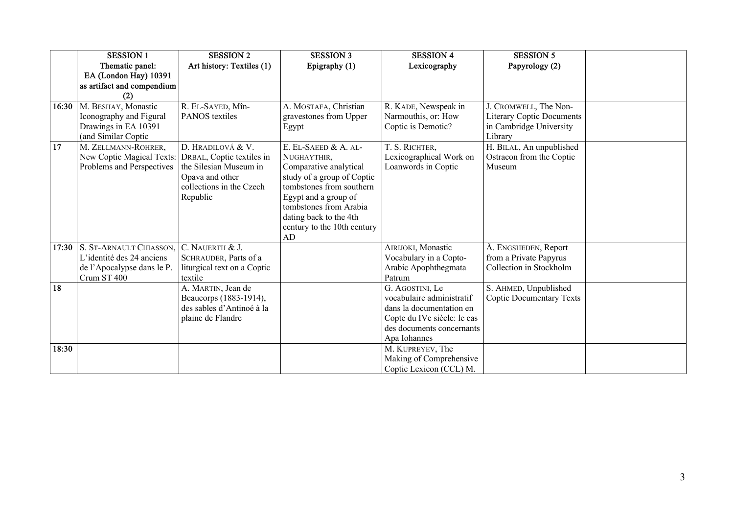| | SESSION 1 Thematic panel: EA (London Hay) 10391 as artifact and compendium (2) | SESSION 2 Art history: Textiles (1) | SESSION 3 Epigraphy (1) | SESSION 4 Lexicography | SESSION 5 Papyrology (2) | |
|---|---|---|---|---|---|---|
| 16:30 | M. BESHAY, Monastic Iconography and Figural Drawings in EA 10391 (and Similar Coptic | R. EL-SAYED, Mîn-PANOS textiles | A. MOSTAFA, Christian gravestones from Upper Egypt | R. KADE, Newspeak in Narmouthis, or: How Coptic is Demotic? | J. CROMWELL, The Non-Literary Coptic Documents in Cambridge University Library | |
| 17 | M. ZELLMANN-ROHRER, New Coptic Magical Texts: Problems and Perspectives | D. HRADILOVÁ & V. DRBAL, Coptic textiles in the Silesian Museum in Opava and other collections in the Czech Republic | E. EL-SAEED & A. AL-NUGHAYTHIR, Comparative analytical study of a group of Coptic tombstones from southern Egypt and a group of tombstones from Arabia dating back to the 4th century to the 10th century AD | T. S. RICHTER, Lexicographical Work on Loanwords in Coptic | H. BILAL, An unpublished Ostracon from the Coptic Museum | |
| 17:30 | S. ST-ARNAULT CHIASSON, L'identité des 24 anciens de l'Apocalypse dans le P. Crum ST 400 | C. NAUERTH & J. SCHRAUDER, Parts of a liturgical text on a Coptic textile | | AIRIJOKI, Monastic Vocabulary in a Copto-Arabic Apophthegmata Patrum | Å. ENGSHEDEN, Report from a Private Papyrus Collection in Stockholm | |
| 18 | | A. MARTIN, Jean de Beaucorps (1883-1914), des sables d'Antinoé à la plaine de Flandre | | G. AGOSTINI, Le vocabulaire administratif dans la documentation en Copte du IVe siècle: le cas des documents concernants Apa Iohannes | S. AHMED, Unpublished Coptic Documentary Texts | |
| 18:30 | | | | M. KUPREYEV, The Making of Comprehensive Coptic Lexicon (CCL) M. | | |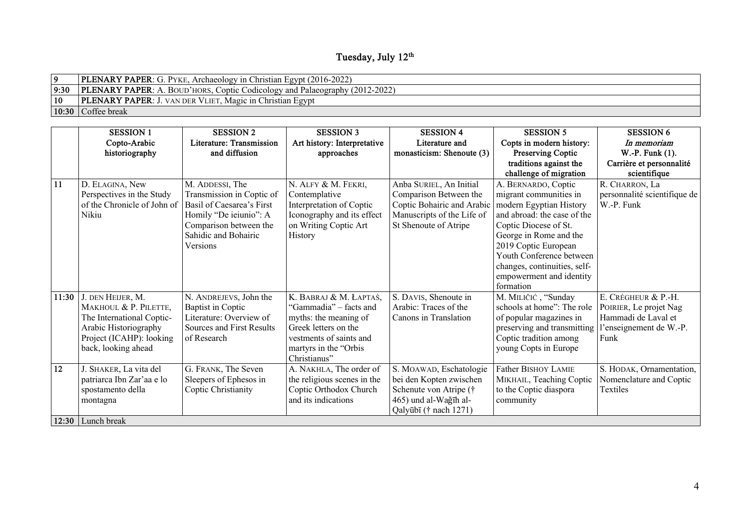## Tuesday, July 12th

| | |
|---|---|
| 9 | **PLENARY PAPER**: G. PYKE, Archaeology in Christian Egypt (2016-2022) |
| 9:30 | **PLENARY PAPER**: A. BOUD'HORS, Coptic Codicology and Palaeography (2012-2022) |
| 10 | **PLENARY PAPER**: J. VAN DER VLIET, Magic in Christian Egypt |
| 10:30 | Coffee break |

| | **SESSION 1** Copto-Arabic historiography | **SESSION 2** Literature: Transmission and diffusion | **SESSION 3** Art history: Interpretative approaches | **SESSION 4** Literature and monasticism: Shenoute (3) | **SESSION 5** Copts in modern history: Preserving Coptic traditions against the challenge of migration | **SESSION 6** *In memoriam* W.-P. Funk (1). Carrière et personnalité scientifique |
|---|---|---|---|---|---|---|
| 11 | D. ELAGINA, New Perspectives in the Study of the Chronicle of John of Nikiu | M. ADDESSI, The Transmission in Coptic of Basil of Caesarea's First Homily "De ieiunio": A Comparison between the Sahidic and Bohairic Versions | N. ALFY & M. FEKRI, Contemplative Interpretation of Coptic Iconography and its effect on Writing Coptic Art History | Anba SURIEL, An Initial Comparison Between the Coptic Bohairic and Arabic Manuscripts of the Life of St Shenoute of Atripe | A. BERNARDO, Coptic migrant communities in modern Egyptian History and abroad: the case of the Coptic Diocese of St. George in Rome and the 2019 Coptic European Youth Conference between changes, continuities, self-empowerment and identity formation | R. CHARRON, La personnalité scientifique de W.-P. Funk |
| 11:30 | J. DEN HEIJER, M. MAKHOUL & P. PILETTE, The International Coptic-Arabic Historiography Project (ICAHP): looking back, looking ahead | N. ANDREJEVS, John the Baptist in Coptic Literature: Overview of Sources and First Results of Research | K. BABRAJ & M. ŁAPTAŚ, "Gammadia" – facts and myths: the meaning of Greek letters on the vestments of saints and martyrs in the "Orbis Christianus" | S. DAVIS, Shenoute in Arabic: Traces of the Canons in Translation | M. MILIČIĆ , "Sunday schools at home": The role of popular magazines in preserving and transmitting Coptic tradition among young Copts in Europe | E. CRÉGHEUR & P.-H. POIRIER, Le projet Nag Hammadi de Laval et l'enseignement de W.-P. Funk |
| 12 | J. SHAKER, La vita del patriarca Ibn Zar'aa e lo spostamento della montagna | G. FRANK, The Seven Sleepers of Ephesos in Coptic Christianity | A. NAKHLA, The order of the religious scenes in the Coptic Orthodox Church and its indications | S. MOAWAD, Eschatologie bei den Kopten zwischen Schenute von Atripe († 465) und al-Waǧīh al-Qalyūbī († nach 1271) | Father BISHOY LAMIE MIKHAIL, Teaching Coptic to the Coptic diaspora community | S. HODAK, Ornamentation, Nomenclature and Coptic Textiles |
| 12:30 | Lunch break | | | | | |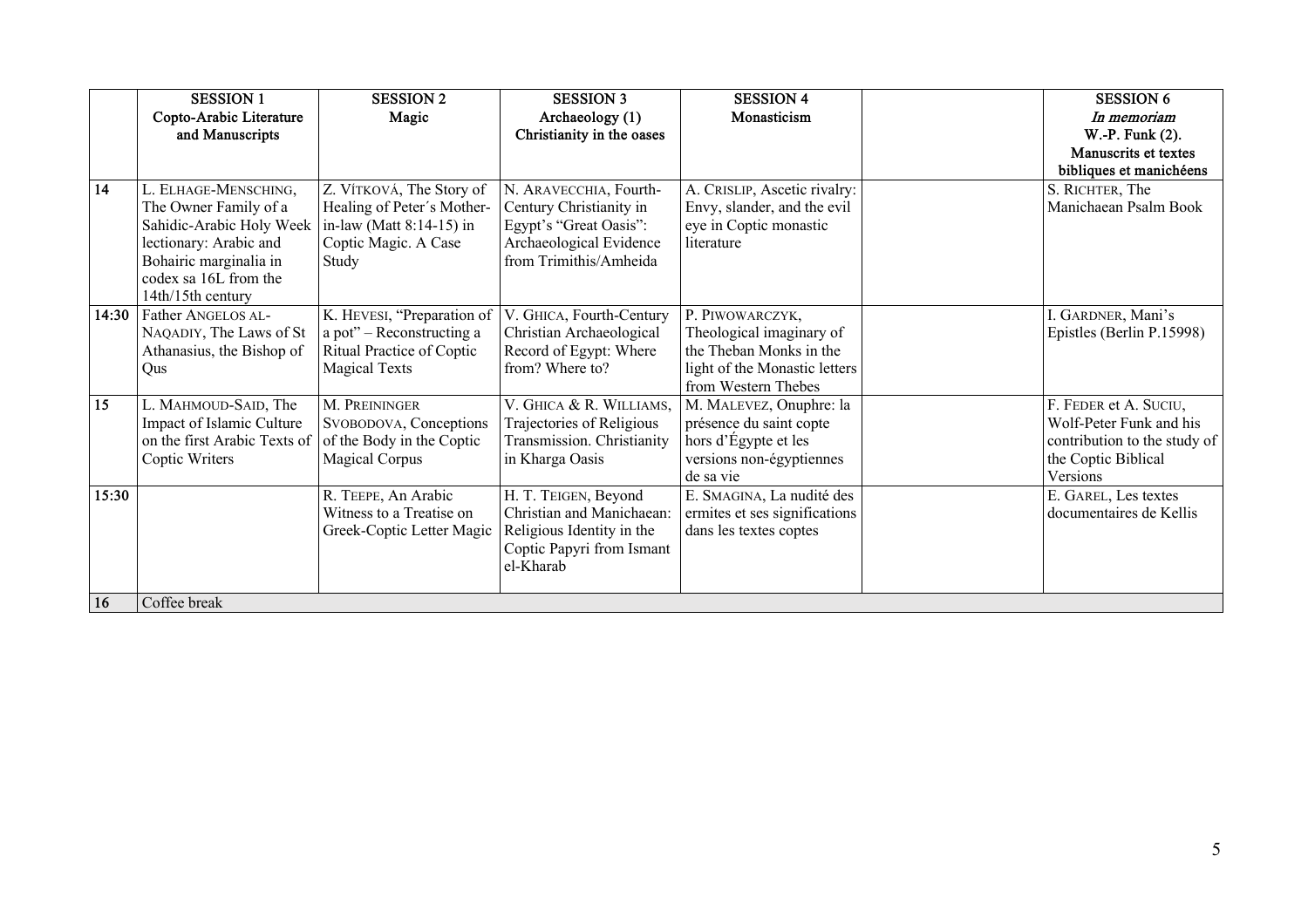| | SESSION 1<br>Copto-Arabic Literature and Manuscripts | SESSION 2<br>Magic | SESSION 3<br>Archaeology (1)<br>Christianity in the oases | SESSION 4<br>Monasticism | | SESSION 6<br>*In memoriam*<br>W.-P. Funk (2).<br>Manuscrits et textes bibliques et manichéens |
|---|---|---|---|---|---|---|
| 14 | L. ELHAGE-MENSCHING, The Owner Family of a Sahidic-Arabic Holy Week lectionary: Arabic and Bohairic marginalia in codex sa 16L from the 14th/15th century | Z. VÍTKOVÁ, The Story of Healing of Peter´s Mother-in-law (Matt 8:14-15) in Coptic Magic. A Case Study | N. ARAVECCHIA, Fourth-Century Christianity in Egypt's "Great Oasis": Archaeological Evidence from Trimithis/Amheida | A. CRISLIP, Ascetic rivalry: Envy, slander, and the evil eye in Coptic monastic literature | | S. RICHTER, The Manichaean Psalm Book |
| 14:30 | Father ANGELOS AL-NAQADIY, The Laws of St Athanasius, the Bishop of Qus | K. HEVESI, "Preparation of a pot" – Reconstructing a Ritual Practice of Coptic Magical Texts | V. GHICA, Fourth-Century Christian Archaeological Record of Egypt: Where from? Where to? | P. PIWOWARCZYK, Theological imaginary of the Theban Monks in the light of the Monastic letters from Western Thebes | | I. GARDNER, Mani's Epistles (Berlin P.15998) |
| 15 | L. MAHMOUD-SAID, The Impact of Islamic Culture on the first Arabic Texts of Coptic Writers | M. PREININGER SVOBODOVA, Conceptions of the Body in the Coptic Magical Corpus | V. GHICA & R. WILLIAMS, Trajectories of Religious Transmission. Christianity in Kharga Oasis | M. MALEVEZ, Onuphre: la présence du saint copte hors d'Égypte et les versions non-égyptiennes de sa vie | | F. FEDER et A. SUCIU, Wolf-Peter Funk and his contribution to the study of the Coptic Biblical Versions |
| 15:30 | | R. TEEPE, An Arabic Witness to a Treatise on Greek-Coptic Letter Magic | H. T. TEIGEN, Beyond Christian and Manichaean: Religious Identity in the Coptic Papyri from Ismant el-Kharab | E. SMAGINA, La nudité des ermites et ses significations dans les textes coptes | | E. GAREL, Les textes documentaires de Kellis |
| 16 | Coffee break | | | | | |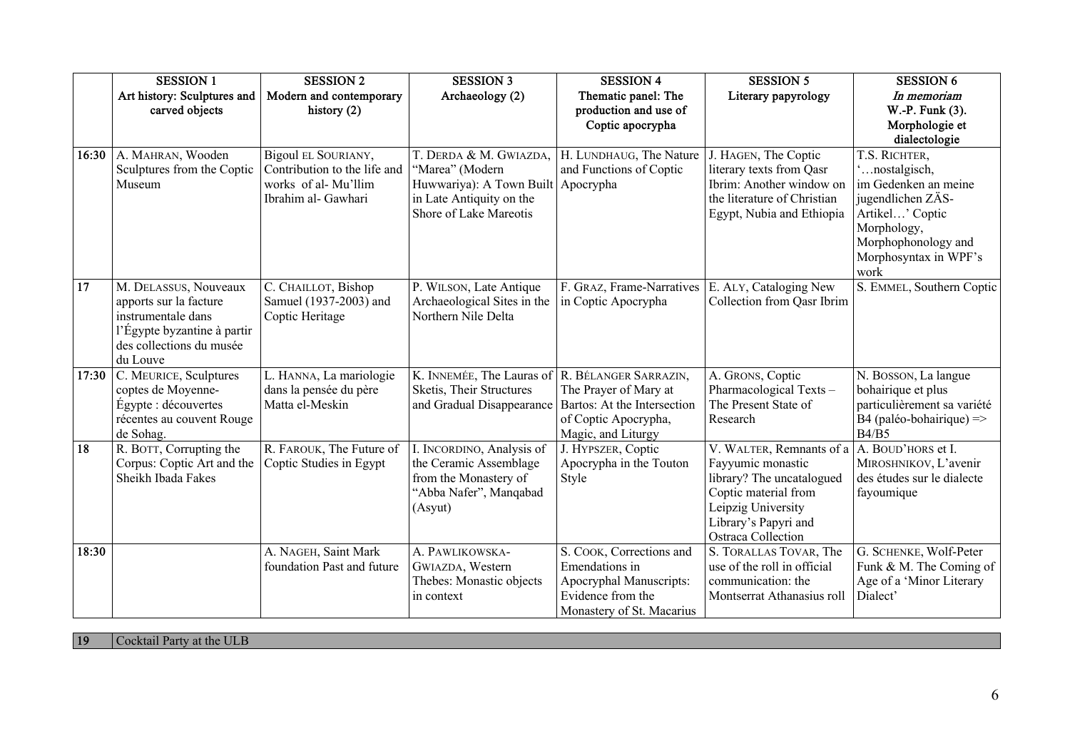| | SESSION 1<br>Art history: Sculptures and carved objects | SESSION 2<br>Modern and contemporary history (2) | SESSION 3<br>Archaeology (2) | SESSION 4<br>Thematic panel: The production and use of Coptic apocrypha | SESSION 5<br>Literary papyrology | SESSION 6<br>*In memoriam*<br>W.-P. Funk (3).<br>Morphologie et dialectologie |
|---|---|---|---|---|---|---|
| 16:30 | A. MAHRAN, Wooden Sculptures from the Coptic Museum | Bigoul EL SOURIANY, Contribution to the life and works of al- Mu'llim Ibrahim al- Gawhari | T. DERDA & M. GWIAZDA, "Marea" (Modern Huwwariya): A Town Built in Late Antiquity on the Shore of Lake Mareotis | H. LUNDHAUG, The Nature and Functions of Coptic Apocrypha | J. HAGEN, The Coptic literary texts from Qasr Ibrim: Another window on the literature of Christian Egypt, Nubia and Ethiopia | T.S. RICHTER, '…nostalgisch, im Gedenken an meine jugendlichen ZÄS-Artikel…' Coptic Morphology, Morphophonology and Morphosyntax in WPF's work |
| 17 | M. DELASSUS, Nouveaux apports sur la facture instrumentale dans l'Égypte byzantine à partir des collections du musée du Louve | C. CHAILLOT, Bishop Samuel (1937-2003) and Coptic Heritage | P. WILSON, Late Antique Archaeological Sites in the Northern Nile Delta | F. GRAZ, Frame-Narratives in Coptic Apocrypha | E. ALY, Cataloging New Collection from Qasr Ibrim | S. EMMEL, Southern Coptic |
| 17:30 | C. MEURICE, Sculptures coptes de Moyenne-Égypte : découvertes récentes au couvent Rouge de Sohag. | L. HANNA, La mariologie dans la pensée du père Matta el-Meskin | K. INNEMÉE, The Lauras of Sketis, Their Structures and Gradual Disappearance | R. BÉLANGER SARRAZIN, The Prayer of Mary at Bartos: At the Intersection of Coptic Apocrypha, Magic, and Liturgy | A. GRONS, Coptic Pharmacological Texts – The Present State of Research | N. BOSSON, La langue bohairique et plus particulièrement sa variété B4 (paléo-bohairique) => B4/B5 |
| 18 | R. BOTT, Corrupting the Corpus: Coptic Art and the Sheikh Ibada Fakes | R. FAROUK, The Future of Coptic Studies in Egypt | I. INCORDINO, Analysis of the Ceramic Assemblage from the Monastery of "Abba Nafer", Manqabad (Asyut) | J. HYPSZER, Coptic Apocrypha in the Touton Style | V. WALTER, Remnants of a Fayyumic monastic library? The uncatalogued Coptic material from Leipzig University Library's Papyri and Ostraca Collection | A. BOUD'HORS et I. MIROSHNIKOV, L'avenir des études sur le dialecte fayoumique |
| 18:30 | | A. NAGEH, Saint Mark foundation Past and future | A. PAWLIKOWSKA-GWIAZDA, Western Thebes: Monastic objects in context | S. COOK, Corrections and Emendations in Apocryphal Manuscripts: Evidence from the Monastery of St. Macarius | S. TORALLAS TOVAR, The use of the roll in official communication: the Montserrat Athanasius roll | G. SCHENKE, Wolf-Peter Funk & M. The Coming of Age of a 'Minor Literary Dialect' |

| 19 | Cocktail Party at the ULB |
|---|---|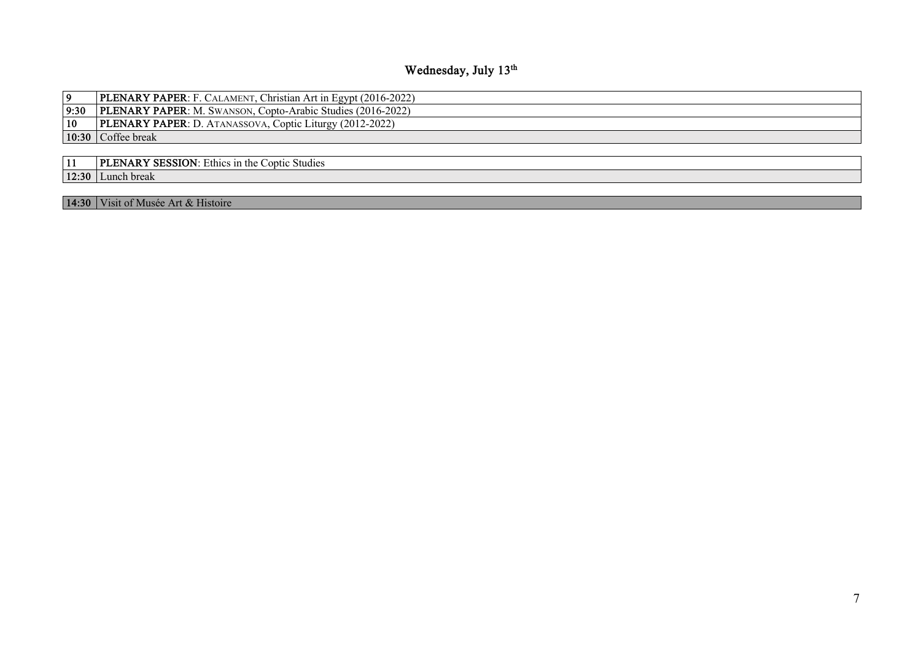# Wednesday, July 13th

| | |
|---|---|
| **9** | **PLENARY PAPER**: F. CALAMENT, Christian Art in Egypt (2016-2022) |
| **9:30** | **PLENARY PAPER**: M. SWANSON, Copto-Arabic Studies (2016-2022) |
| **10** | **PLENARY PAPER**: D. ATANASSOVA, Coptic Liturgy (2012-2022) |
| **10:30** | Coffee break |

| | |
|---|---|
| **11** | **PLENARY SESSION**: Ethics in the Coptic Studies |
| **12:30** | Lunch break |

| | |
|---|---|
| **14:30** | Visit of Musée Art & Histoire |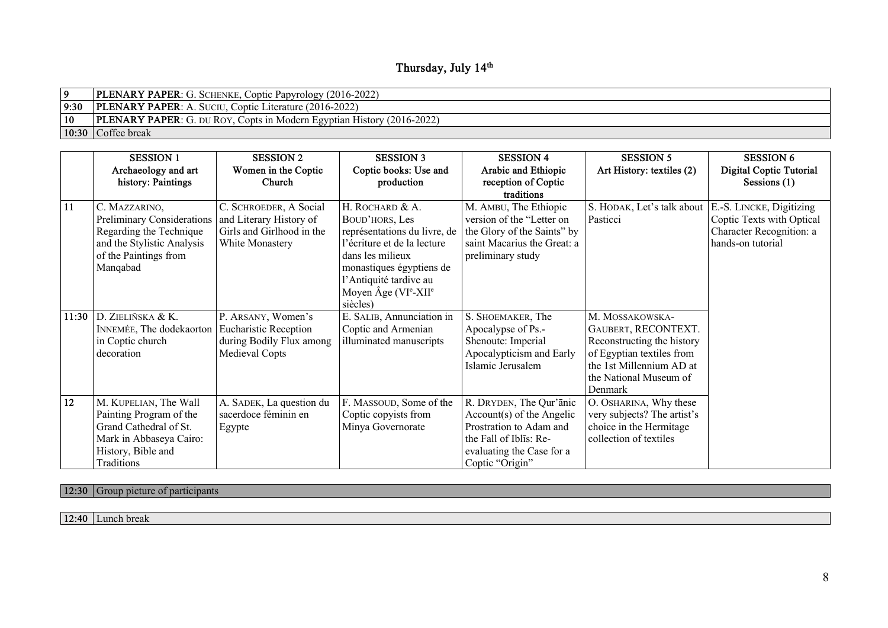# Thursday, July 14th

| | |
|---|---|
| 9 | **PLENARY PAPER**: G. SCHENKE, Coptic Papyrology (2016-2022) |
| 9:30 | **PLENARY PAPER**: A. SUCIU, Coptic Literature (2016-2022) |
| 10 | **PLENARY PAPER**: G. DU ROY, Copts in Modern Egyptian History (2016-2022) |
| 10:30 | Coffee break |

| | SESSION 1 Archaeology and art history: Paintings | SESSION 2 Women in the Coptic Church | SESSION 3 Coptic books: Use and production | SESSION 4 Arabic and Ethiopic reception of Coptic traditions | SESSION 5 Art History: textiles (2) | SESSION 6 Digital Coptic Tutorial Sessions (1) |
|---|---|---|---|---|---|---|
| 11 | C. MAZZARINO, Preliminary Considerations Regarding the Technique and the Stylistic Analysis of the Paintings from Manqabad | C. SCHROEDER, A Social and Literary History of Girls and Girlhood in the White Monastery | H. ROCHARD & A. BOUD'HORS, Les représentations du livre, de l'écriture et de la lecture dans les milieux monastiques égyptiens de l'Antiquité tardive au Moyen Âge (VIe-XIIe siècles) | M. AMBU, The Ethiopic version of the "Letter on the Glory of the Saints" by saint Macarius the Great: a preliminary study | S. HODAK, Let's talk about Pasticci | E.-S. LINCKE, Digitizing Coptic Texts with Optical Character Recognition: a hands-on tutorial |
| 11:30 | D. ZIELIŃSKA & K. INNEMÉE, The dodekaorton in Coptic church decoration | P. ARSANY, Women's Eucharistic Reception during Bodily Flux among Medieval Copts | E. SALIB, Annunciation in Coptic and Armenian illuminated manuscripts | S. SHOEMAKER, The Apocalypse of Ps.-Shenoute: Imperial Apocalypticism and Early Islamic Jerusalem | M. MOSSAKOWSKA-GAUBERT, RECONTEXT. Reconstructing the history of Egyptian textiles from the 1st Millennium AD at the National Museum of Denmark | |
| 12 | M. KUPELIAN, The Wall Painting Program of the Grand Cathedral of St. Mark in Abbaseya Cairo: History, Bible and Traditions | A. SADEK, La question du sacerdoce féminin en Egypte | F. MASSOUD, Some of the Coptic copyists from Minya Governorate | R. DRYDEN, The Qur'ānic Account(s) of the Angelic Prostration to Adam and the Fall of Iblīs: Re-evaluating the Case for a Coptic "Origin" | O. OSHARINA, Why these very subjects? The artist's choice in the Hermitage collection of textiles | |

| | |
|---|---|
| 12:30 | Group picture of participants |

| | |
|---|---|
| 12:40 | Lunch break |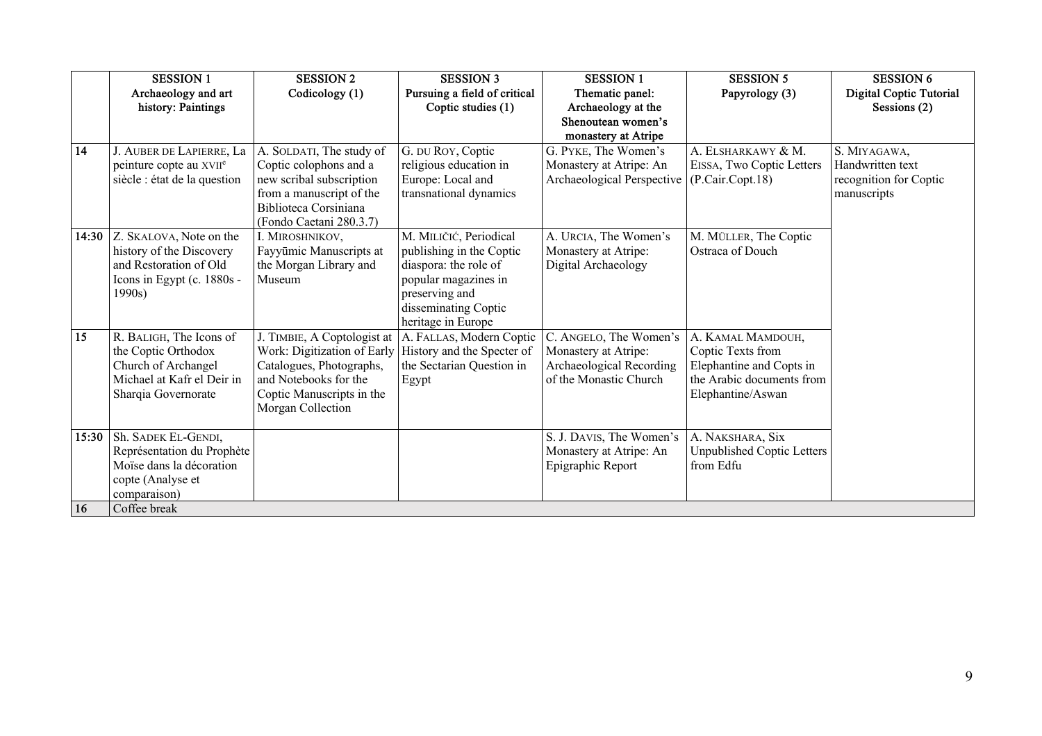| | SESSION 1 Archaeology and art history: Paintings | SESSION 2 Codicology (1) | SESSION 3 Pursuing a field of critical Coptic studies (1) | SESSION 1 Thematic panel: Archaeology at the Shenoutean women's monastery at Atripe | SESSION 5 Papyrology (3) | SESSION 6 Digital Coptic Tutorial Sessions (2) |
|---|---|---|---|---|---|---|
| 14 | J. AUBER DE LAPIERRE, La peinture copte au XVII[e] siècle : état de la question | A. SOLDATI, The study of Coptic colophons and a new scribal subscription from a manuscript of the Biblioteca Corsiniana (Fondo Caetani 280.3.7) | G. DU ROY, Coptic religious education in Europe: Local and transnational dynamics | G. PYKE, The Women's Monastery at Atripe: An Archaeological Perspective | A. ELSHARKAWY & M. EISSA, Two Coptic Letters (P.Cair.Copt.18) | S. MIYAGAWA, Handwritten text recognition for Coptic manuscripts |
| 14:30 | Z. SKALOVA, Note on the history of the Discovery and Restoration of Old Icons in Egypt (c. 1880s - 1990s) | I. MIROSHNIKOV, Fayyūmic Manuscripts at the Morgan Library and Museum | M. MILIČIĆ, Periodical publishing in the Coptic diaspora: the role of popular magazines in preserving and disseminating Coptic heritage in Europe | A. URCIA, The Women's Monastery at Atripe: Digital Archaeology | M. MÜLLER, The Coptic Ostraca of Douch | |
| 15 | R. BALIGH, The Icons of the Coptic Orthodox Church of Archangel Michael at Kafr el Deir in Sharqia Governorate | J. TIMBIE, A Coptologist at Work: Digitization of Early Catalogues, Photographs, and Notebooks for the Coptic Manuscripts in the Morgan Collection | A. FALLAS, Modern Coptic History and the Specter of the Sectarian Question in Egypt | C. ANGELO, The Women's Monastery at Atripe: Archaeological Recording of the Monastic Church | A. KAMAL MAMDOUH, Coptic Texts from Elephantine and Copts in the Arabic documents from Elephantine/Aswan | |
| 15:30 | Sh. SADEK EL-GENDI, Représentation du Prophète Moïse dans la décoration copte (Analyse et comparaison) | | | S. J. DAVIS, The Women's Monastery at Atripe: An Epigraphic Report | A. NAKSHARA, Six Unpublished Coptic Letters from Edfu | |
| 16 | Coffee break | | | | | |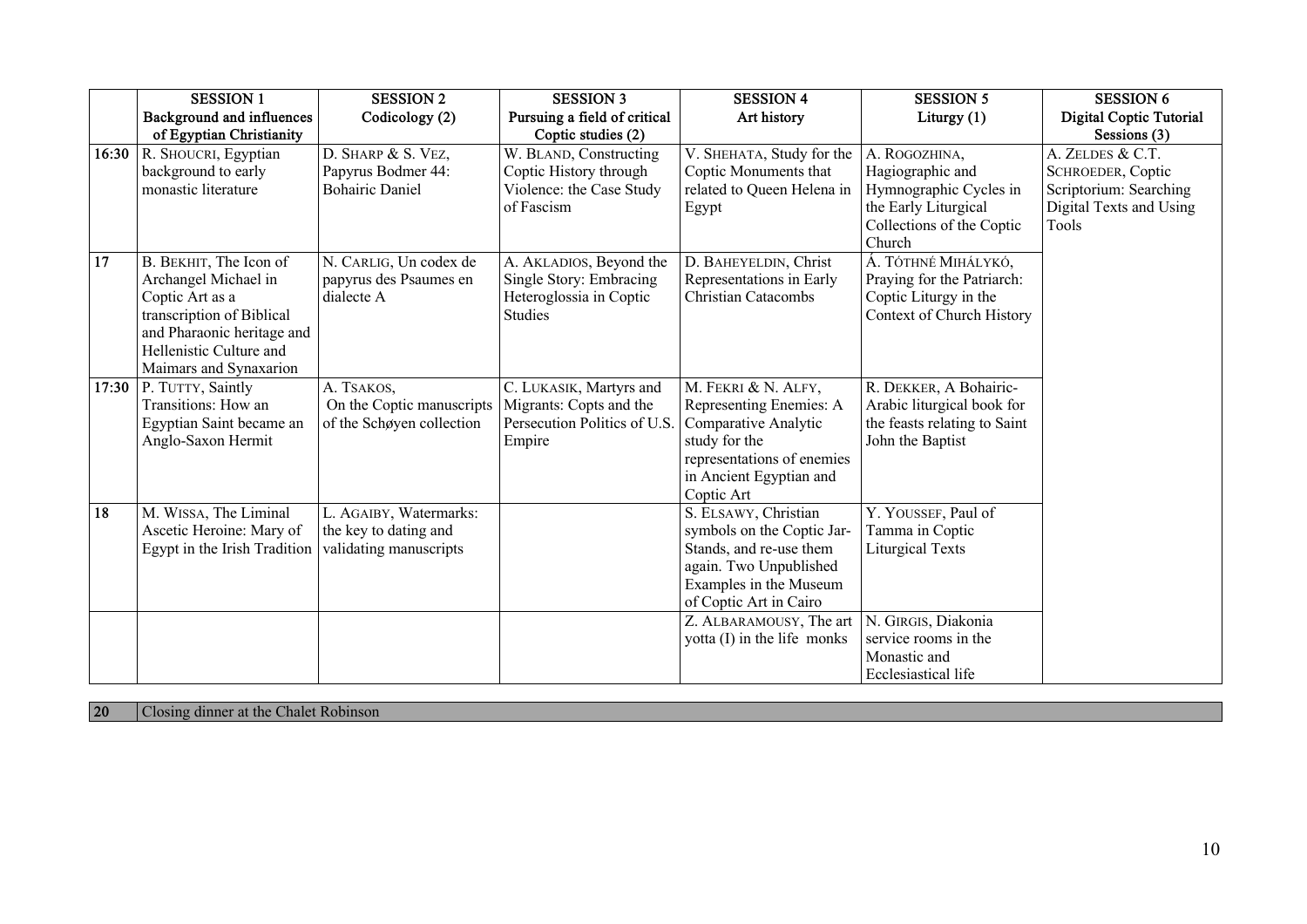| | **SESSION 1** **Background and influences of Egyptian Christianity** | **SESSION 2** **Codicology (2)** | **SESSION 3** **Pursuing a field of critical Coptic studies (2)** | **SESSION 4** **Art history** | **SESSION 5** **Liturgy (1)** | **SESSION 6** **Digital Coptic Tutorial Sessions (3)** |
|---|---|---|---|---|---|---|
| **16:30** | R. SHOUCRI, Egyptian background to early monastic literature | D. SHARP & S. VEZ, Papyrus Bodmer 44: Bohairic Daniel | W. BLAND, Constructing Coptic History through Violence: the Case Study of Fascism | V. SHEHATA, Study for the Coptic Monuments that related to Queen Helena in Egypt | A. ROGOZHINA, Hagiographic and Hymnographic Cycles in the Early Liturgical Collections of the Coptic Church | A. ZELDES & C.T. SCHROEDER, Coptic Scriptorium: Searching Digital Texts and Using Tools |
| **17** | B. BEKHIT, The Icon of Archangel Michael in Coptic Art as a transcription of Biblical and Pharaonic heritage and Hellenistic Culture and Maimars and Synaxarion | N. CARLIG, Un codex de papyrus des Psaumes en dialecte A | A. AKLADIOS, Beyond the Single Story: Embracing Heteroglossia in Coptic Studies | D. BAHEYELDIN, Christ Representations in Early Christian Catacombs | Á. TÓTHNÉ MIHÁLYKÓ, Praying for the Patriarch: Coptic Liturgy in the Context of Church History | |
| **17:30** | P. TUTTY, Saintly Transitions: How an Egyptian Saint became an Anglo-Saxon Hermit | A. TSAKOS, On the Coptic manuscripts of the Schøyen collection | C. LUKASIK, Martyrs and Migrants: Copts and the Persecution Politics of U.S. Empire | M. FEKRI & N. ALFY, Representing Enemies: A Comparative Analytic study for the representations of enemies in Ancient Egyptian and Coptic Art | R. DEKKER, A Bohairic-Arabic liturgical book for the feasts relating to Saint John the Baptist | |
| **18** | M. WISSA, The Liminal Ascetic Heroine: Mary of Egypt in the Irish Tradition | L. AGAIBY, Watermarks: the key to dating and validating manuscripts | | S. ELSAWY, Christian symbols on the Coptic Jar-Stands, and re-use them again. Two Unpublished Examples in the Museum of Coptic Art in Cairo | Y. YOUSSEF, Paul of Tamma in Coptic Liturgical Texts | |
| | | | | Z. ALBARAMOUSY, The art yotta (I) in the life monks | N. GIRGIS, Diakonia service rooms in the Monastic and Ecclesiastical life | |

| **20** | Closing dinner at the Chalet Robinson |
|---|---|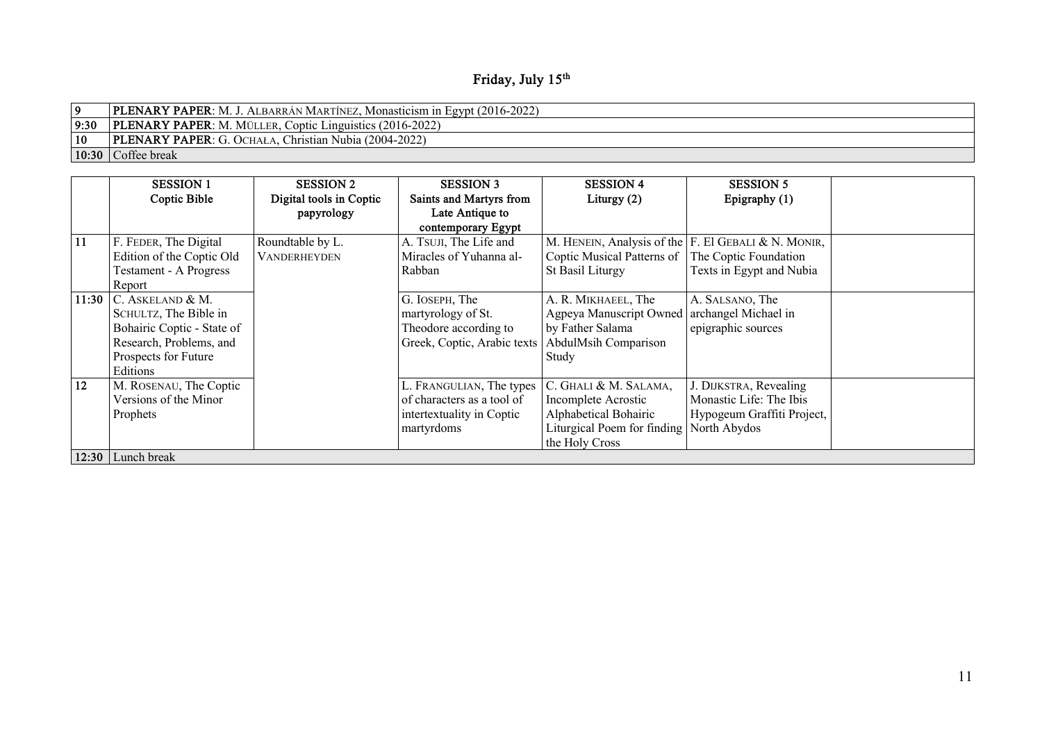# Friday, July 15th

| | |
|---|---|
| 9 | **PLENARY PAPER**: M. J. ALBARRÁN MARTÍNEZ, Monasticism in Egypt (2016-2022) |
| 9:30 | **PLENARY PAPER**: M. MÜLLER, Coptic Linguistics (2016-2022) |
| 10 | **PLENARY PAPER**: G. OCHAŁA, Christian Nubia (2004-2022) |
| 10:30 | Coffee break |

| | SESSION 1 Coptic Bible | SESSION 2 Digital tools in Coptic papyrology | SESSION 3 Saints and Martyrs from Late Antique to contemporary Egypt | SESSION 4 Liturgy (2) | SESSION 5 Epigraphy (1) | |
|---|---|---|---|---|---|---|
| 11 | F. FEDER, The Digital Edition of the Coptic Old Testament - A Progress Report | Roundtable by L. VANDERHEYDEN | A. TSUJI, The Life and Miracles of Yuhanna al-Rabban | M. HENEIN, Analysis of the Coptic Musical Patterns of St Basil Liturgy | F. El GEBALI & N. MONIR, The Coptic Foundation Texts in Egypt and Nubia | |
| 11:30 | C. ASKELAND & M. SCHULTZ, The Bible in Bohairic Coptic - State of Research, Problems, and Prospects for Future Editions | | G. IOSEPH, The martyrology of St. Theodore according to Greek, Coptic, Arabic texts | A. R. MIKHAEEL, The Agpeya Manuscript Owned by Father Salama AbdulMsih Comparison Study | A. SALSANO, The archangel Michael in epigraphic sources | |
| 12 | M. ROSENAU, The Coptic Versions of the Minor Prophets | | L. FRANGULIAN, The types of characters as a tool of intertextuality in Coptic martyrdoms | C. GHALI & M. SALAMA, Incomplete Acrostic Alphabetical Bohairic Liturgical Poem for finding the Holy Cross | J. DIJKSTRA, Revealing Monastic Life: The Ibis Hypogeum Graffiti Project, North Abydos | |
| 12:30 | Lunch break | | | | | |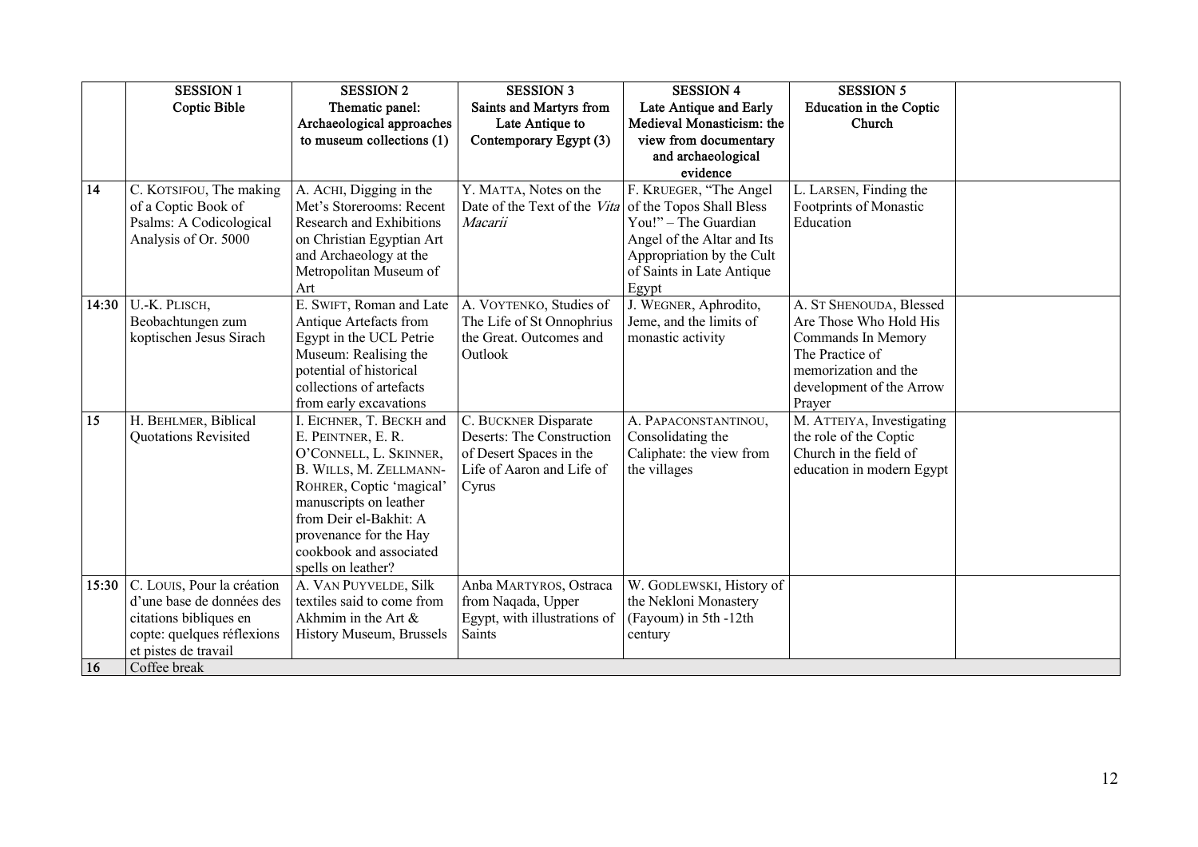| | **SESSION 1 Coptic Bible** | **SESSION 2 Thematic panel: Archaeological approaches to museum collections (1)** | **SESSION 3 Saints and Martyrs from Late Antique to Contemporary Egypt (3)** | **SESSION 4 Late Antique and Early Medieval Monasticism: the view from documentary and archaeological evidence** | **SESSION 5 Education in the Coptic Church** | |
|---|---|---|---|---|---|---|
| **14** | C. KOTSIFOU, The making of a Coptic Book of Psalms: A Codicological Analysis of Or. 5000 | A. ACHI, Digging in the Met's Storerooms: Recent Research and Exhibitions on Christian Egyptian Art and Archaeology at the Metropolitan Museum of Art | Y. MATTA, Notes on the Date of the Text of the *Vita Macarii* | F. KRUEGER, "The Angel of the Topos Shall Bless You!" – The Guardian Angel of the Altar and Its Appropriation by the Cult of Saints in Late Antique Egypt | L. LARSEN, Finding the Footprints of Monastic Education | |
| **14:30** | U.-K. PLISCH, Beobachtungen zum koptischen Jesus Sirach | E. SWIFT, Roman and Late Antique Artefacts from Egypt in the UCL Petrie Museum: Realising the potential of historical collections of artefacts from early excavations | A. VOYTENKO, Studies of The Life of St Onnophrius the Great. Outcomes and Outlook | J. WEGNER, Aphrodito, Jeme, and the limits of monastic activity | A. ST SHENOUDA, Blessed Are Those Who Hold His Commands In Memory The Practice of memorization and the development of the Arrow Prayer | |
| **15** | H. BEHLMER, Biblical Quotations Revisited | I. EICHNER, T. BECKH and E. PEINTNER, E. R. O'CONNELL, L. SKINNER, B. WILLS, M. ZELLMANN-ROHRER, Coptic 'magical' manuscripts on leather from Deir el-Bakhit: A provenance for the Hay cookbook and associated spells on leather? | C. BUCKNER Disparate Deserts: The Construction of Desert Spaces in the Life of Aaron and Life of Cyrus | A. PAPACONSTANTINOU, Consolidating the Caliphate: the view from the villages | M. ATTEIYA, Investigating the role of the Coptic Church in the field of education in modern Egypt | |
| **15:30** | C. LOUIS, Pour la création d'une base de données des citations bibliques en copte: quelques réflexions et pistes de travail | A. VAN PUYVELDE, Silk textiles said to come from Akhmim in the Art & History Museum, Brussels | Anba MARTYROS, Ostraca from Naqada, Upper Egypt, with illustrations of Saints | W. GODLEWSKI, History of the Nekloni Monastery (Fayoum) in 5th -12th century | | |
| **16** | Coffee break | | | | | |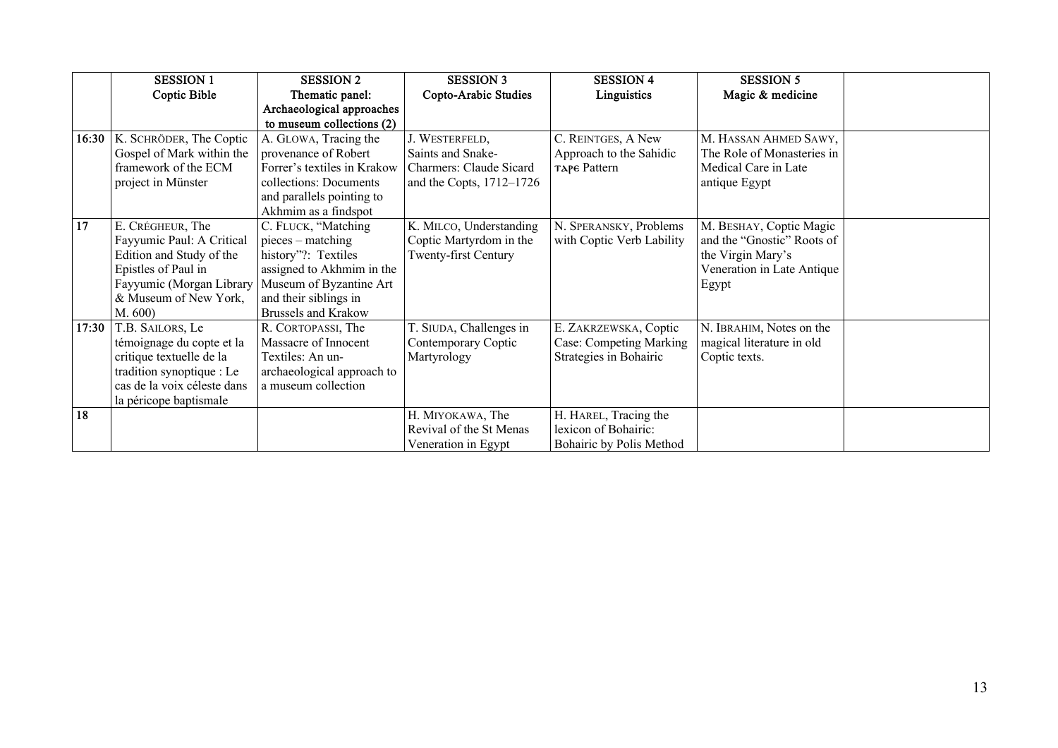| | SESSION 1<br>Coptic Bible | SESSION 2<br>Thematic panel: Archaeological approaches to museum collections (2) | SESSION 3<br>Copto-Arabic Studies | SESSION 4<br>Linguistics | SESSION 5<br>Magic & medicine | |
|---|---|---|---|---|---|---|
| 16:30 | K. SCHRÖDER, The Coptic Gospel of Mark within the framework of the ECM project in Münster | A. GLOWA, Tracing the provenance of Robert Forrer's textiles in Krakow collections: Documents and parallels pointing to Akhmim as a findspot | J. WESTERFELD, Saints and Snake-Charmers: Claude Sicard and the Copts, 1712–1726 | C. REINTGES, A New Approach to the Sahidic ⲧⲁⲣⲉ Pattern | M. HASSAN AHMED SAWY, The Role of Monasteries in Medical Care in Late antique Egypt | |
| 17 | E. CRÉGHEUR, The Fayyumic Paul: A Critical Edition and Study of the Epistles of Paul in Fayyumic (Morgan Library & Museum of New York, M. 600) | C. FLUCK, "Matching pieces – matching history"?: Textiles assigned to Akhmim in the Museum of Byzantine Art and their siblings in Brussels and Krakow | K. MILCO, Understanding Coptic Martyrdom in the Twenty-first Century | N. SPERANSKY, Problems with Coptic Verb Lability | M. BESHAY, Coptic Magic and the "Gnostic" Roots of the Virgin Mary's Veneration in Late Antique Egypt | |
| 17:30 | T.B. SAILORS, Le témoignage du copte et la critique textuelle de la tradition synoptique : Le cas de la voix céleste dans la péricope baptismale | R. CORTOPASSI, The Massacre of Innocent Textiles: An un-archaeological approach to a museum collection | T. SIUDA, Challenges in Contemporary Coptic Martyrology | E. ZAKRZEWSKA, Coptic Case: Competing Marking Strategies in Bohairic | N. IBRAHIM, Notes on the magical literature in old Coptic texts. | |
| 18 | | | H. MIYOKAWA, The Revival of the St Menas Veneration in Egypt | H. HAREL, Tracing the lexicon of Bohairic: Bohairic by Polis Method | | |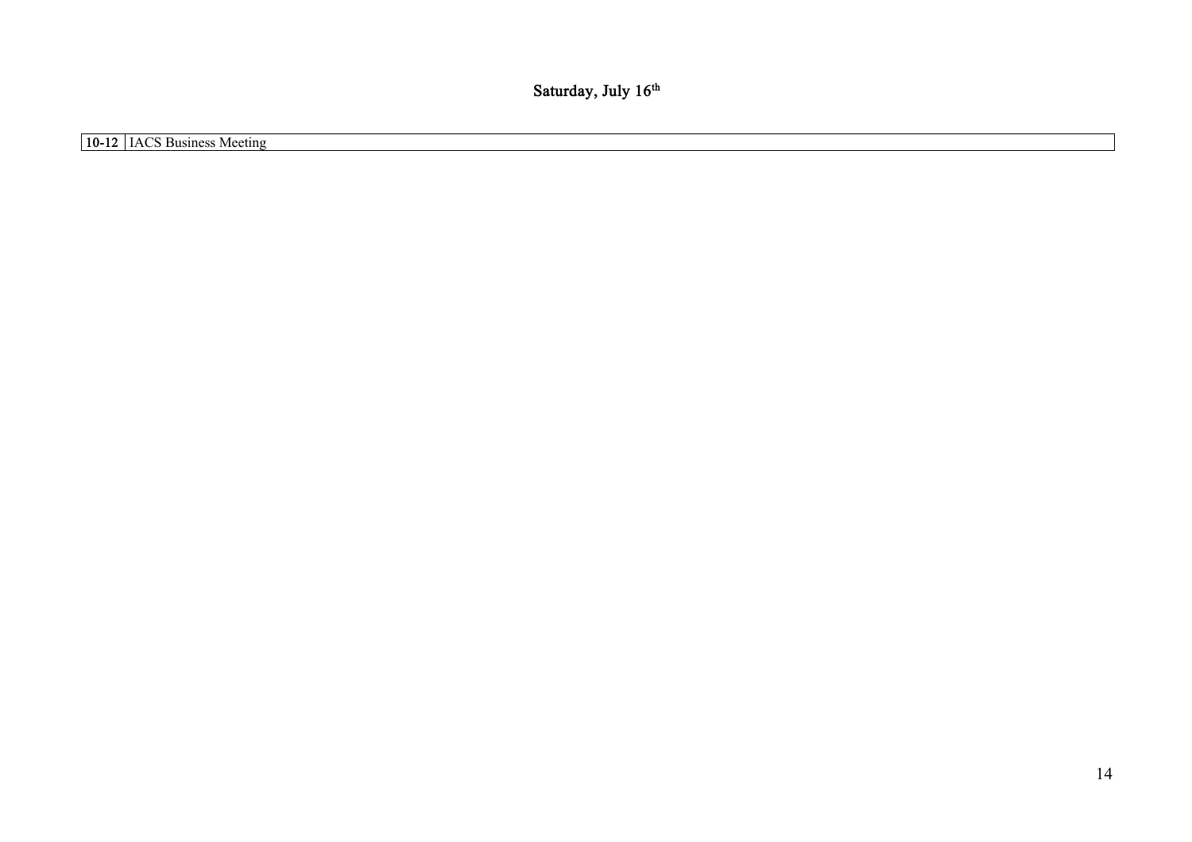## Saturday, July 16th

| | |
|---|---|
| **10-12** | IACS Business Meeting |